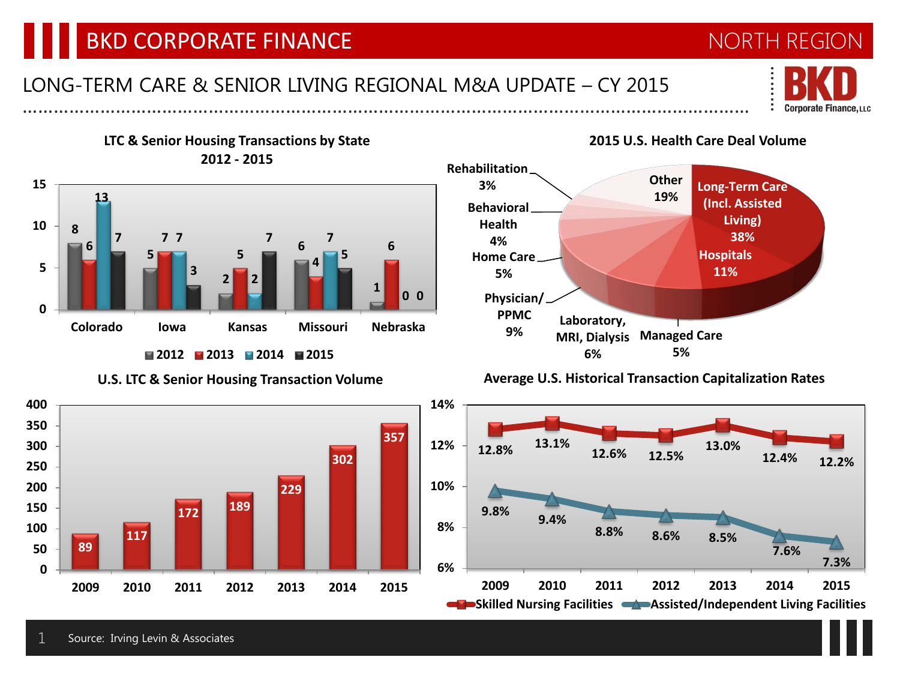# BKD CORPORATE FINANCE

NORTH REGION

## LONG-TERM CARE & SENIOR LIVING REGIONAL M&A UPDATE – CY 2015

BKD Corporate Finance, LLC

### LTC & Senior Housing Transactions by State 2012 - 2015

| State | 2012 | 2013 | 2014 | 2015 |
|---|---|---|---|---|
| Colorado | 8 | 6 | 13 | 7 |
| Iowa | 5 | 7 | 7 | 3 |
| Kansas | 2 | 5 | 2 | 7 |
| Missouri | 6 | 4 | 7 | 5 |
| Nebraska | 1 | 6 | 0 | 0 |

### 2015 U.S. Health Care Deal Volume

| Sector | Share |
|---|---|
| Long-Term Care (Incl. Assisted Living) | 38% |
| Hospitals | 11% |
| Managed Care | 5% |
| Laboratory, MRI, Dialysis | 6% |
| Physician/ PPMC | 9% |
| Home Care | 5% |
| Behavioral Health | 4% |
| Rehabilitation | 3% |
| Other | 19% |

### U.S. LTC & Senior Housing Transaction Volume

| Year | Transactions |
|---|---|
| 2009 | 89 |
| 2010 | 117 |
| 2011 | 172 |
| 2012 | 189 |
| 2013 | 229 |
| 2014 | 302 |
| 2015 | 357 |

### Average U.S. Historical Transaction Capitalization Rates

| Year | Skilled Nursing Facilities | Assisted/Independent Living Facilities |
|---|---|---|
| 2009 | 12.8% | 9.8% |
| 2010 | 13.1% | 9.4% |
| 2011 | 12.6% | 8.8% |
| 2012 | 12.5% | 8.6% |
| 2013 | 13.0% | 8.5% |
| 2014 | 12.4% | 7.6% |
| 2015 | 12.2% | 7.3% |

Source: Irving Levin & Associates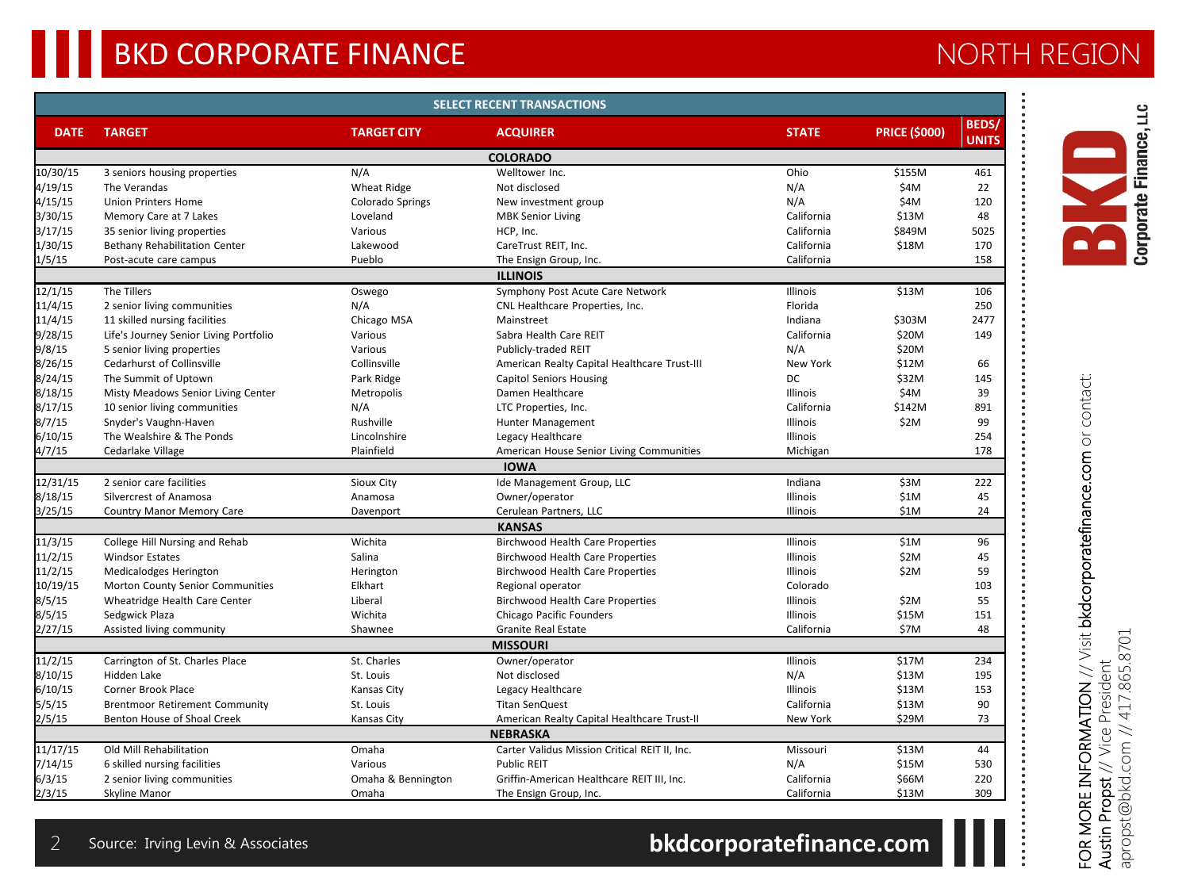# BKD CORPORATE FINANCE

## NORTH REGION

| SELECT RECENT TRANSACTIONS | | | | | | |
|---|---|---|---|---|---|---|
| **DATE** | **TARGET** | **TARGET CITY** | **ACQUIRER** | **STATE** | **PRICE ($000)** | **BEDS/ UNITS** |
| | | | **COLORADO** | | | |
| 10/30/15 | 3 seniors housing properties | N/A | Welltower Inc. | Ohio | $155M | 461 |
| 4/19/15 | The Verandas | Wheat Ridge | Not disclosed | N/A | $4M | 22 |
| 4/15/15 | Union Printers Home | Colorado Springs | New investment group | N/A | $4M | 120 |
| 3/30/15 | Memory Care at 7 Lakes | Loveland | MBK Senior Living | California | $13M | 48 |
| 3/17/15 | 35 senior living properties | Various | HCP, Inc. | California | $849M | 5025 |
| 1/30/15 | Bethany Rehabilitation Center | Lakewood | CareTrust REIT, Inc. | California | $18M | 170 |
| 1/5/15 | Post-acute care campus | Pueblo | The Ensign Group, Inc. | California | | 158 |
| | | | **ILLINOIS** | | | |
| 12/1/15 | The Tillers | Oswego | Symphony Post Acute Care Network | Illinois | $13M | 106 |
| 11/4/15 | 2 senior living communities | N/A | CNL Healthcare Properties, Inc. | Florida | | 250 |
| 11/4/15 | 11 skilled nursing facilities | Chicago MSA | Mainstreet | Indiana | $303M | 2477 |
| 9/28/15 | Life's Journey Senior Living Portfolio | Various | Sabra Health Care REIT | California | $20M | 149 |
| 9/8/15 | 5 senior living properties | Various | Publicly-traded REIT | N/A | $20M | |
| 8/26/15 | Cedarhurst of Collinsville | Collinsville | American Realty Capital Healthcare Trust-III | New York | $12M | 66 |
| 8/24/15 | The Summit of Uptown | Park Ridge | Capitol Seniors Housing | DC | $32M | 145 |
| 8/18/15 | Misty Meadows Senior Living Center | Metropolis | Damen Healthcare | Illinois | $4M | 39 |
| 8/17/15 | 10 senior living communities | N/A | LTC Properties, Inc. | California | $142M | 891 |
| 8/7/15 | Snyder's Vaughn-Haven | Rushville | Hunter Management | Illinois | $2M | 99 |
| 6/10/15 | The Wealshire & The Ponds | Lincolnshire | Legacy Healthcare | Illinois | | 254 |
| 4/7/15 | Cedarlake Village | Plainfield | American House Senior Living Communities | Michigan | | 178 |
| | | | **IOWA** | | | |
| 12/31/15 | 2 senior care facilities | Sioux City | Ide Management Group, LLC | Indiana | $3M | 222 |
| 8/18/15 | Silvercrest of Anamosa | Anamosa | Owner/operator | Illinois | $1M | 45 |
| 3/25/15 | Country Manor Memory Care | Davenport | Cerulean Partners, LLC | Illinois | $1M | 24 |
| | | | **KANSAS** | | | |
| 11/3/15 | College Hill Nursing and Rehab | Wichita | Birchwood Health Care Properties | Illinois | $1M | 96 |
| 11/2/15 | Windsor Estates | Salina | Birchwood Health Care Properties | Illinois | $2M | 45 |
| 11/2/15 | Medicalodges Herington | Herington | Birchwood Health Care Properties | Illinois | $2M | 59 |
| 10/19/15 | Morton County Senior Communities | Elkhart | Regional operator | Colorado | | 103 |
| 8/5/15 | Wheatridge Health Care Center | Liberal | Birchwood Health Care Properties | Illinois | $2M | 55 |
| 8/5/15 | Sedgwick Plaza | Wichita | Chicago Pacific Founders | Illinois | $15M | 151 |
| 2/27/15 | Assisted living community | Shawnee | Granite Real Estate | California | $7M | 48 |
| | | | **MISSOURI** | | | |
| 11/2/15 | Carrington of St. Charles Place | St. Charles | Owner/operator | Illinois | $17M | 234 |
| 8/10/15 | Hidden Lake | St. Louis | Not disclosed | N/A | $13M | 195 |
| 6/10/15 | Corner Brook Place | Kansas City | Legacy Healthcare | Illinois | $13M | 153 |
| 5/5/15 | Brentmoor Retirement Community | St. Louis | Titan SenQuest | California | $13M | 90 |
| 2/5/15 | Benton House of Shoal Creek | Kansas City | American Realty Capital Healthcare Trust-II | New York | $29M | 73 |
| | | | **NEBRASKA** | | | |
| 11/17/15 | Old Mill Rehabilitation | Omaha | Carter Validus Mission Critical REIT II, Inc. | Missouri | $13M | 44 |
| 7/14/15 | 6 skilled nursing facilities | Various | Public REIT | N/A | $15M | 530 |
| 6/3/15 | 2 senior living communities | Omaha & Bennington | Griffin-American Healthcare REIT III, Inc. | California | $66M | 220 |
| 2/3/15 | Skyline Manor | Omaha | The Ensign Group, Inc. | California | $13M | 309 |

Source: Irving Levin & Associates

**bkdcorporatefinance.com**

BKD Corporate Finance, LLC

FOR MORE INFORMATION // Visit bkdcorporatefinance.com or contact:
Austin Propst // Vice President
apropst@bkd.com // 417.865.8701